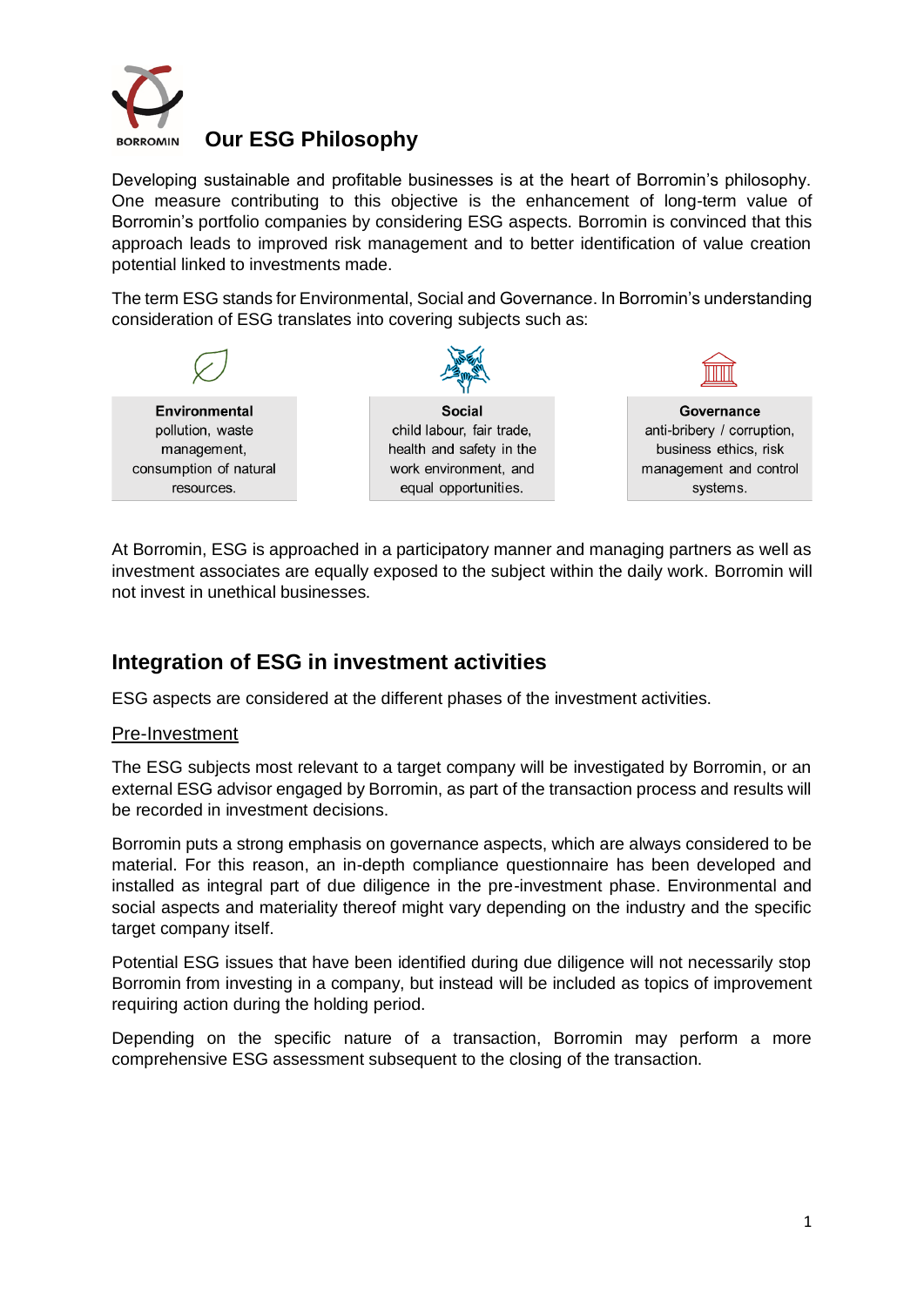# Our ESG Philosophy

Developing sustainable and profitable businesses is at the heart of Borromin's philosophy. One measure contributing to this objective is the enhancement of long-term value of Borromin's portfolio companies by considering ESG aspects. Borromin is convinced that this approach leads to improved risk management and to better identification of value creation potential linked to investments made.

The term ESG stands for Environmental, Social and Governance. In Borromin's understanding consideration of ESG translates into covering subjects such as:

| Environmental | Social | Governance |
| --- | --- | --- |
| pollution, waste management, consumption of natural resources. | child labour, fair trade, health and safety in the work environment, and equal opportunities. | anti-bribery / corruption, business ethics, risk management and control systems. |

At Borromin, ESG is approached in a participatory manner and managing partners as well as investment associates are equally exposed to the subject within the daily work. Borromin will not invest in unethical businesses.

## Integration of ESG in investment activities

ESG aspects are considered at the different phases of the investment activities.

### Pre-Investment

The ESG subjects most relevant to a target company will be investigated by Borromin, or an external ESG advisor engaged by Borromin, as part of the transaction process and results will be recorded in investment decisions.

Borromin puts a strong emphasis on governance aspects, which are always considered to be material. For this reason, an in-depth compliance questionnaire has been developed and installed as integral part of due diligence in the pre-investment phase. Environmental and social aspects and materiality thereof might vary depending on the industry and the specific target company itself.

Potential ESG issues that have been identified during due diligence will not necessarily stop Borromin from investing in a company, but instead will be included as topics of improvement requiring action during the holding period.

Depending on the specific nature of a transaction, Borromin may perform a more comprehensive ESG assessment subsequent to the closing of the transaction.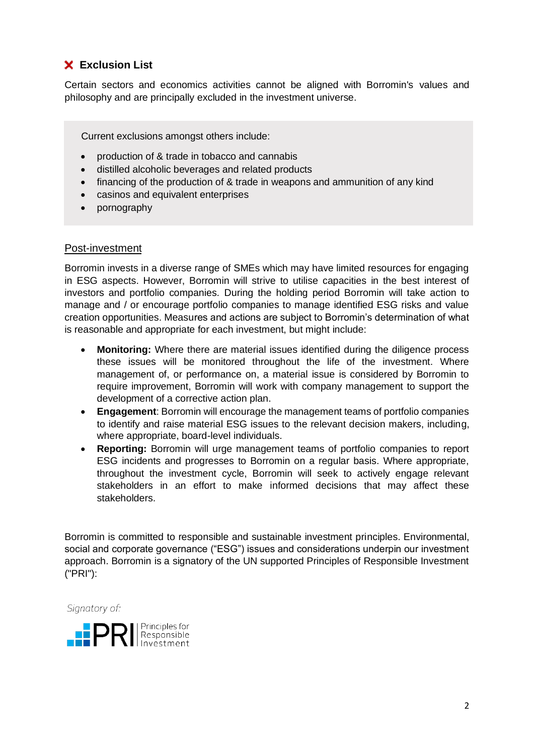## ❌ Exclusion List

Certain sectors and economics activities cannot be aligned with Borromin's values and philosophy and are principally excluded in the investment universe.

Current exclusions amongst others include:

- production of & trade in tobacco and cannabis
- distilled alcoholic beverages and related products
- financing of the production of & trade in weapons and ammunition of any kind
- casinos and equivalent enterprises
- pornography

### Post-investment

Borromin invests in a diverse range of SMEs which may have limited resources for engaging in ESG aspects. However, Borromin will strive to utilise capacities in the best interest of investors and portfolio companies. During the holding period Borromin will take action to manage and / or encourage portfolio companies to manage identified ESG risks and value creation opportunities. Measures and actions are subject to Borromin's determination of what is reasonable and appropriate for each investment, but might include:

- **Monitoring:** Where there are material issues identified during the diligence process these issues will be monitored throughout the life of the investment. Where management of, or performance on, a material issue is considered by Borromin to require improvement, Borromin will work with company management to support the development of a corrective action plan.
- **Engagement**: Borromin will encourage the management teams of portfolio companies to identify and raise material ESG issues to the relevant decision makers, including, where appropriate, board-level individuals.
- **Reporting:** Borromin will urge management teams of portfolio companies to report ESG incidents and progresses to Borromin on a regular basis. Where appropriate, throughout the investment cycle, Borromin will seek to actively engage relevant stakeholders in an effort to make informed decisions that may affect these stakeholders.

Borromin is committed to responsible and sustainable investment principles. Environmental, social and corporate governance ("ESG") issues and considerations underpin our investment approach. Borromin is a signatory of the UN supported Principles of Responsible Investment ("PRI"):

*Signatory of:*

PRI | Principles for Responsible Investment